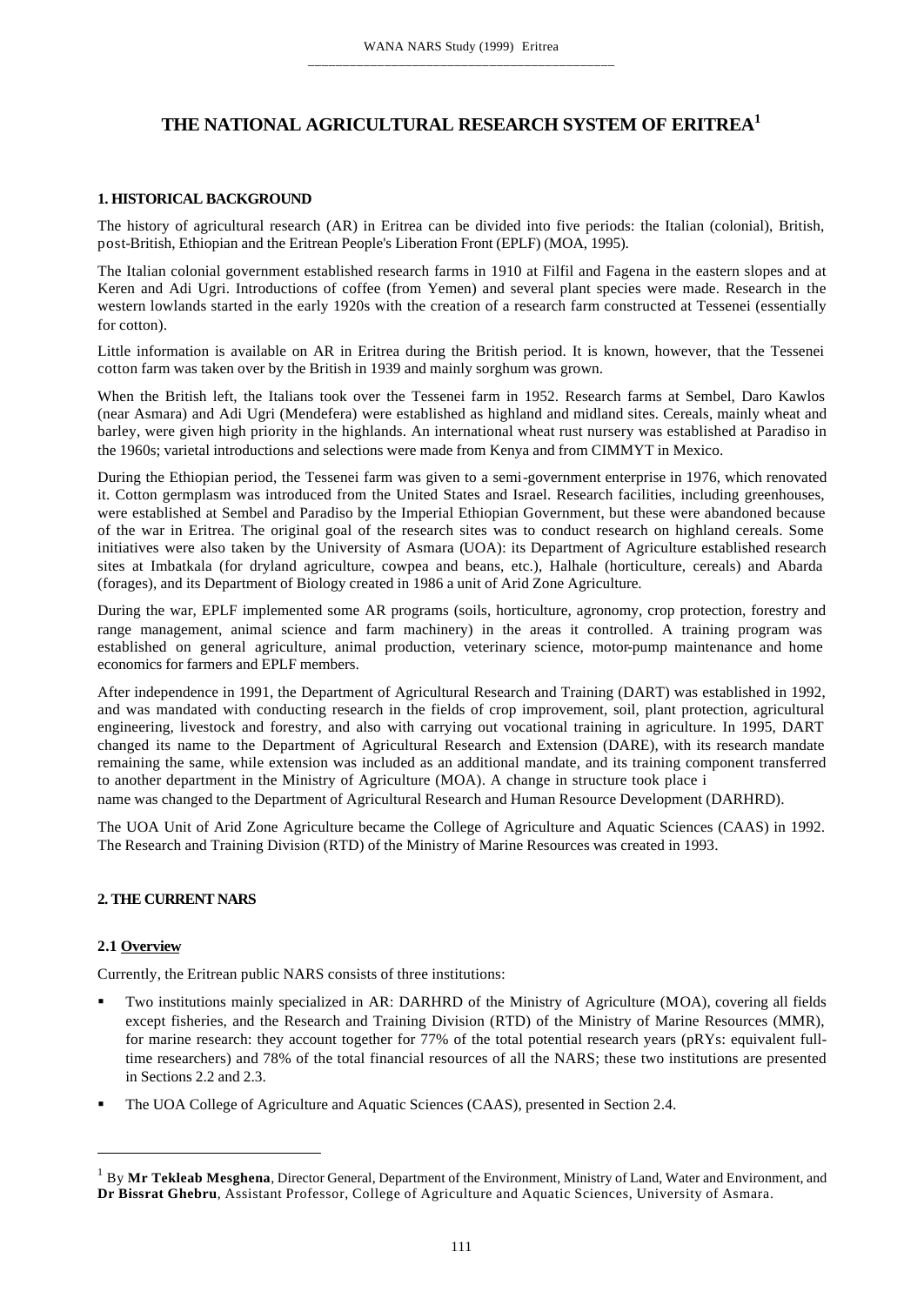# THE NATIONAL AGRICULTURAL RESEARCH SYSTEM OF ERITREA[1]

## 1. HISTORICAL BACKGROUND

The history of agricultural research (AR) in Eritrea can be divided into five periods: the Italian (colonial), British, post-British, Ethiopian and the Eritrean People's Liberation Front (EPLF) (MOA, 1995).

The Italian colonial government established research farms in 1910 at Filfil and Fagena in the eastern slopes and at Keren and Adi Ugri. Introductions of coffee (from Yemen) and several plant species were made. Research in the western lowlands started in the early 1920s with the creation of a research farm constructed at Tessenei (essentially for cotton).

Little information is available on AR in Eritrea during the British period. It is known, however, that the Tessenei cotton farm was taken over by the British in 1939 and mainly sorghum was grown.

When the British left, the Italians took over the Tessenei farm in 1952. Research farms at Sembel, Daro Kawlos (near Asmara) and Adi Ugri (Mendefera) were established as highland and midland sites. Cereals, mainly wheat and barley, were given high priority in the highlands. An international wheat rust nursery was established at Paradiso in the 1960s; varietal introductions and selections were made from Kenya and from CIMMYT in Mexico.

During the Ethiopian period, the Tessenei farm was given to a semi-government enterprise in 1976, which renovated it. Cotton germplasm was introduced from the United States and Israel. Research facilities, including greenhouses, were established at Sembel and Paradiso by the Imperial Ethiopian Government, but these were abandoned because of the war in Eritrea. The original goal of the research sites was to conduct research on highland cereals. Some initiatives were also taken by the University of Asmara (UOA): its Department of Agriculture established research sites at Imbatkala (for dryland agriculture, cowpea and beans, etc.), Halhale (horticulture, cereals) and Abarda (forages), and its Department of Biology created in 1986 a unit of Arid Zone Agriculture.

During the war, EPLF implemented some AR programs (soils, horticulture, agronomy, crop protection, forestry and range management, animal science and farm machinery) in the areas it controlled. A training program was established on general agriculture, animal production, veterinary science, motor-pump maintenance and home economics for farmers and EPLF members.

After independence in 1991, the Department of Agricultural Research and Training (DART) was established in 1992, and was mandated with conducting research in the fields of crop improvement, soil, plant protection, agricultural engineering, livestock and forestry, and also with carrying out vocational training in agriculture. In 1995, DART changed its name to the Department of Agricultural Research and Extension (DARE), with its research mandate remaining the same, while extension was included as an additional mandate, and its training component transferred to another department in the Ministry of Agriculture (MOA). A change in structure took place i name was changed to the Department of Agricultural Research and Human Resource Development (DARHRD).

The UOA Unit of Arid Zone Agriculture became the College of Agriculture and Aquatic Sciences (CAAS) in 1992. The Research and Training Division (RTD) of the Ministry of Marine Resources was created in 1993.

## 2. THE CURRENT NARS

### 2.1 Overview

Currently, the Eritrean public NARS consists of three institutions:

- Two institutions mainly specialized in AR: DARHRD of the Ministry of Agriculture (MOA), covering all fields except fisheries, and the Research and Training Division (RTD) of the Ministry of Marine Resources (MMR), for marine research: they account together for 77% of the total potential research years (pRYs: equivalent full-time researchers) and 78% of the total financial resources of all the NARS; these two institutions are presented in Sections 2.2 and 2.3.
- The UOA College of Agriculture and Aquatic Sciences (CAAS), presented in Section 2.4.

---

[1] By **Mr Tekleab Mesghena**, Director General, Department of the Environment, Ministry of Land, Water and Environment, and **Dr Bissrat Ghebru**, Assistant Professor, College of Agriculture and Aquatic Sciences, University of Asmara.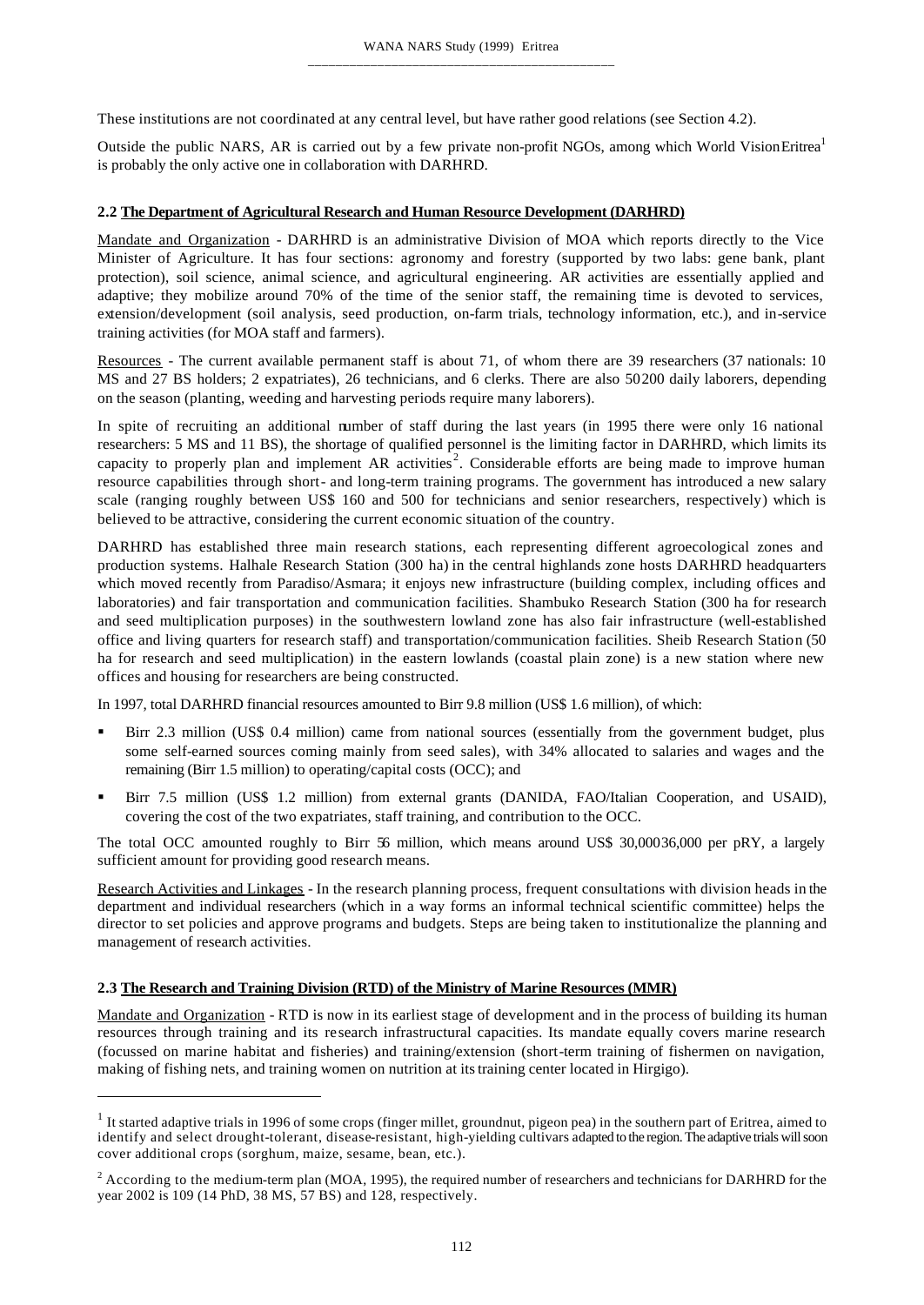These institutions are not coordinated at any central level, but have rather good relations (see Section 4.2).

Outside the public NARS, AR is carried out by a few private non-profit NGOs, among which World Vision Eritrea[1] is probably the only active one in collaboration with DARHRD.

#### 2.2 The Department of Agricultural Research and Human Resource Development (DARHRD)

Mandate and Organization - DARHRD is an administrative Division of MOA which reports directly to the Vice Minister of Agriculture. It has four sections: agronomy and forestry (supported by two labs: gene bank, plant protection), soil science, animal science, and agricultural engineering. AR activities are essentially applied and adaptive; they mobilize around 70% of the time of the senior staff, the remaining time is devoted to services, extension/development (soil analysis, seed production, on-farm trials, technology information, etc.), and in-service training activities (for MOA staff and farmers).

Resources - The current available permanent staff is about 71, of whom there are 39 researchers (37 nationals: 10 MS and 27 BS holders; 2 expatriates), 26 technicians, and 6 clerks. There are also 50200 daily laborers, depending on the season (planting, weeding and harvesting periods require many laborers).

In spite of recruiting an additional number of staff during the last years (in 1995 there were only 16 national researchers: 5 MS and 11 BS), the shortage of qualified personnel is the limiting factor in DARHRD, which limits its capacity to properly plan and implement AR activities[2]. Considerable efforts are being made to improve human resource capabilities through short- and long-term training programs. The government has introduced a new salary scale (ranging roughly between US$ 160 and 500 for technicians and senior researchers, respectively) which is believed to be attractive, considering the current economic situation of the country.

DARHRD has established three main research stations, each representing different agroecological zones and production systems. Halhale Research Station (300 ha) in the central highlands zone hosts DARHRD headquarters which moved recently from Paradiso/Asmara; it enjoys new infrastructure (building complex, including offices and laboratories) and fair transportation and communication facilities. Shambuko Research Station (300 ha for research and seed multiplication purposes) in the southwestern lowland zone has also fair infrastructure (well-established office and living quarters for research staff) and transportation/communication facilities. Sheib Research Station (50 ha for research and seed multiplication) in the eastern lowlands (coastal plain zone) is a new station where new offices and housing for researchers are being constructed.

In 1997, total DARHRD financial resources amounted to Birr 9.8 million (US$ 1.6 million), of which:

- Birr 2.3 million (US$ 0.4 million) came from national sources (essentially from the government budget, plus some self-earned sources coming mainly from seed sales), with 34% allocated to salaries and wages and the remaining (Birr 1.5 million) to operating/capital costs (OCC); and
- Birr 7.5 million (US$ 1.2 million) from external grants (DANIDA, FAO/Italian Cooperation, and USAID), covering the cost of the two expatriates, staff training, and contribution to the OCC.

The total OCC amounted roughly to Birr 56 million, which means around US$ 30,00036,000 per pRY, a largely sufficient amount for providing good research means.

Research Activities and Linkages - In the research planning process, frequent consultations with division heads in the department and individual researchers (which in a way forms an informal technical scientific committee) helps the director to set policies and approve programs and budgets. Steps are being taken to institutionalize the planning and management of research activities.

#### 2.3 The Research and Training Division (RTD) of the Ministry of Marine Resources (MMR)

Mandate and Organization - RTD is now in its earliest stage of development and in the process of building its human resources through training and its research infrastructural capacities. Its mandate equally covers marine research (focussed on marine habitat and fisheries) and training/extension (short-term training of fishermen on navigation, making of fishing nets, and training women on nutrition at its training center located in Hirgigo).

---

[1] It started adaptive trials in 1996 of some crops (finger millet, groundnut, pigeon pea) in the southern part of Eritrea, aimed to identify and select drought-tolerant, disease-resistant, high-yielding cultivars adapted to the region. The adaptive trials will soon cover additional crops (sorghum, maize, sesame, bean, etc.).

[2] According to the medium-term plan (MOA, 1995), the required number of researchers and technicians for DARHRD for the year 2002 is 109 (14 PhD, 38 MS, 57 BS) and 128, respectively.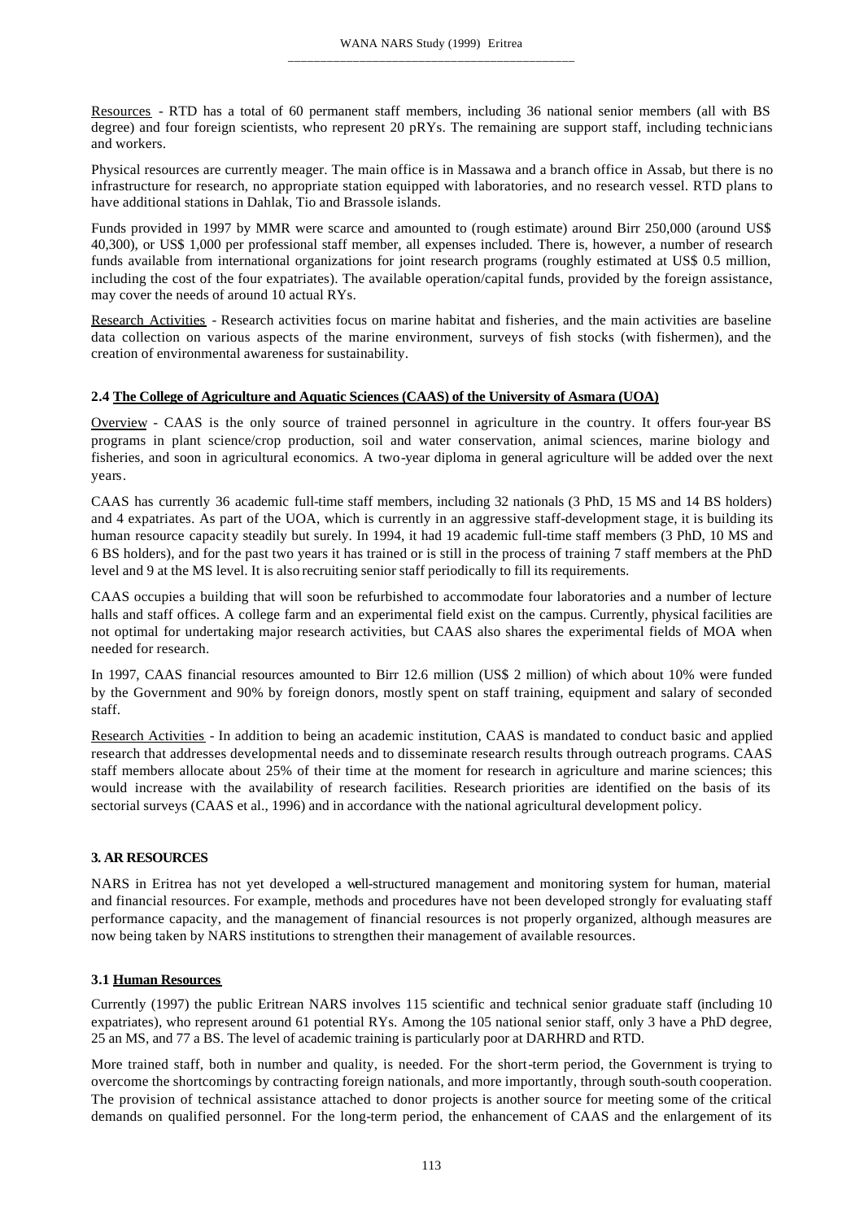Resources - RTD has a total of 60 permanent staff members, including 36 national senior members (all with BS degree) and four foreign scientists, who represent 20 pRYs. The remaining are support staff, including technicians and workers.

Physical resources are currently meager. The main office is in Massawa and a branch office in Assab, but there is no infrastructure for research, no appropriate station equipped with laboratories, and no research vessel. RTD plans to have additional stations in Dahlak, Tio and Brassole islands.

Funds provided in 1997 by MMR were scarce and amounted to (rough estimate) around Birr 250,000 (around US$ 40,300), or US$ 1,000 per professional staff member, all expenses included. There is, however, a number of research funds available from international organizations for joint research programs (roughly estimated at US$ 0.5 million, including the cost of the four expatriates). The available operation/capital funds, provided by the foreign assistance, may cover the needs of around 10 actual RYs.

Research Activities - Research activities focus on marine habitat and fisheries, and the main activities are baseline data collection on various aspects of the marine environment, surveys of fish stocks (with fishermen), and the creation of environmental awareness for sustainability.

### 2.4 The College of Agriculture and Aquatic Sciences (CAAS) of the University of Asmara (UOA)

Overview - CAAS is the only source of trained personnel in agriculture in the country. It offers four-year BS programs in plant science/crop production, soil and water conservation, animal sciences, marine biology and fisheries, and soon in agricultural economics. A two-year diploma in general agriculture will be added over the next years.

CAAS has currently 36 academic full-time staff members, including 32 nationals (3 PhD, 15 MS and 14 BS holders) and 4 expatriates. As part of the UOA, which is currently in an aggressive staff-development stage, it is building its human resource capacity steadily but surely. In 1994, it had 19 academic full-time staff members (3 PhD, 10 MS and 6 BS holders), and for the past two years it has trained or is still in the process of training 7 staff members at the PhD level and 9 at the MS level. It is also recruiting senior staff periodically to fill its requirements.

CAAS occupies a building that will soon be refurbished to accommodate four laboratories and a number of lecture halls and staff offices. A college farm and an experimental field exist on the campus. Currently, physical facilities are not optimal for undertaking major research activities, but CAAS also shares the experimental fields of MOA when needed for research.

In 1997, CAAS financial resources amounted to Birr 12.6 million (US$ 2 million) of which about 10% were funded by the Government and 90% by foreign donors, mostly spent on staff training, equipment and salary of seconded staff.

Research Activities - In addition to being an academic institution, CAAS is mandated to conduct basic and applied research that addresses developmental needs and to disseminate research results through outreach programs. CAAS staff members allocate about 25% of their time at the moment for research in agriculture and marine sciences; this would increase with the availability of research facilities. Research priorities are identified on the basis of its sectorial surveys (CAAS et al., 1996) and in accordance with the national agricultural development policy.

## 3. AR RESOURCES

NARS in Eritrea has not yet developed a well-structured management and monitoring system for human, material and financial resources. For example, methods and procedures have not been developed strongly for evaluating staff performance capacity, and the management of financial resources is not properly organized, although measures are now being taken by NARS institutions to strengthen their management of available resources.

### 3.1 Human Resources

Currently (1997) the public Eritrean NARS involves 115 scientific and technical senior graduate staff (including 10 expatriates), who represent around 61 potential RYs. Among the 105 national senior staff, only 3 have a PhD degree, 25 an MS, and 77 a BS. The level of academic training is particularly poor at DARHRD and RTD.

More trained staff, both in number and quality, is needed. For the short-term period, the Government is trying to overcome the shortcomings by contracting foreign nationals, and more importantly, through south-south cooperation. The provision of technical assistance attached to donor projects is another source for meeting some of the critical demands on qualified personnel. For the long-term period, the enhancement of CAAS and the enlargement of its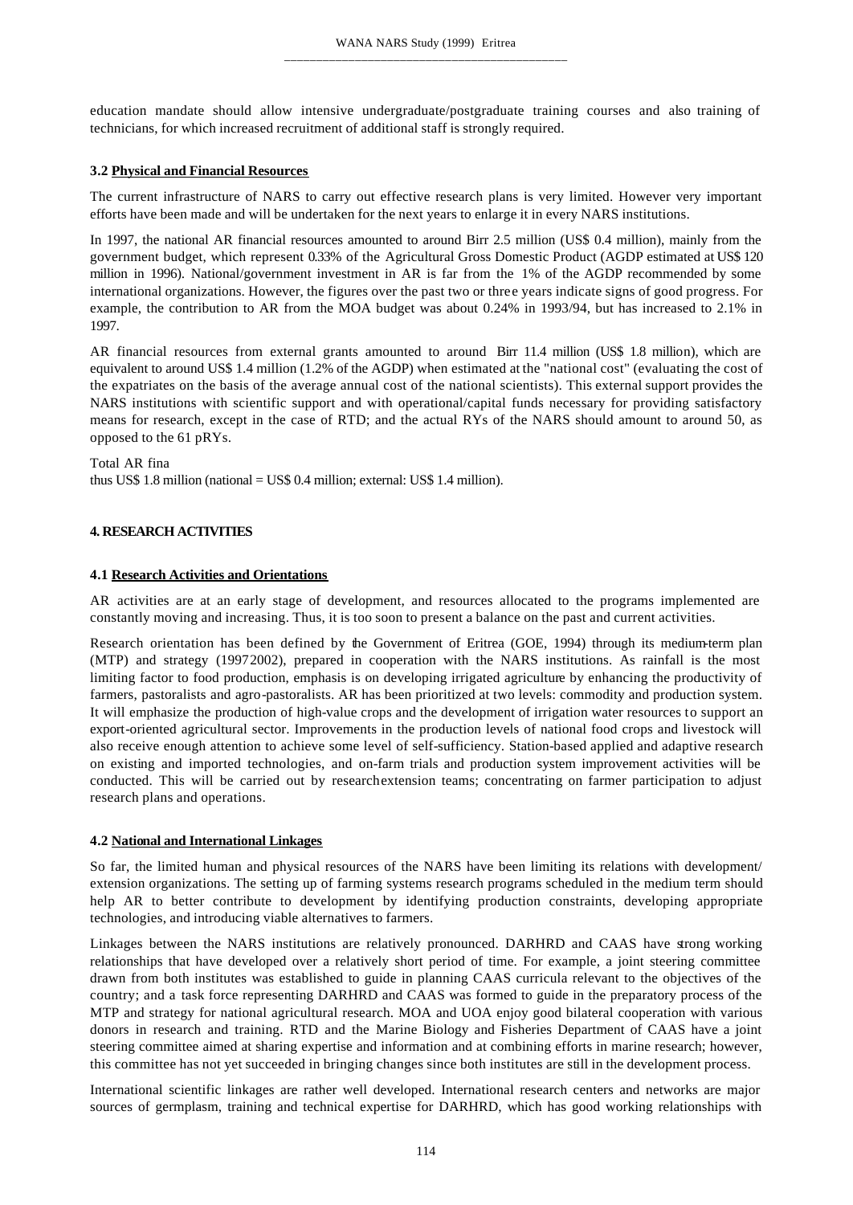education mandate should allow intensive undergraduate/postgraduate training courses and also training of technicians, for which increased recruitment of additional staff is strongly required.

### 3.2 Physical and Financial Resources

The current infrastructure of NARS to carry out effective research plans is very limited. However very important efforts have been made and will be undertaken for the next years to enlarge it in every NARS institutions.

In 1997, the national AR financial resources amounted to around Birr 2.5 million (US$ 0.4 million), mainly from the government budget, which represent 0.33% of the Agricultural Gross Domestic Product (AGDP estimated at US$ 120 million in 1996). National/government investment in AR is far from the 1% of the AGDP recommended by some international organizations. However, the figures over the past two or three years indicate signs of good progress. For example, the contribution to AR from the MOA budget was about 0.24% in 1993/94, but has increased to 2.1% in 1997.

AR financial resources from external grants amounted to around Birr 11.4 million (US$ 1.8 million), which are equivalent to around US$ 1.4 million (1.2% of the AGDP) when estimated at the "national cost" (evaluating the cost of the expatriates on the basis of the average annual cost of the national scientists). This external support provides the NARS institutions with scientific support and with operational/capital funds necessary for providing satisfactory means for research, except in the case of RTD; and the actual RYs of the NARS should amount to around 50, as opposed to the 61 pRYs.

Total AR fina
thus US$ 1.8 million (national = US$ 0.4 million; external: US$ 1.4 million).

## 4. RESEARCH ACTIVITIES

### 4.1 Research Activities and Orientations

AR activities are at an early stage of development, and resources allocated to the programs implemented are constantly moving and increasing. Thus, it is too soon to present a balance on the past and current activities.

Research orientation has been defined by the Government of Eritrea (GOE, 1994) through its medium-term plan (MTP) and strategy (19972002), prepared in cooperation with the NARS institutions. As rainfall is the most limiting factor to food production, emphasis is on developing irrigated agriculture by enhancing the productivity of farmers, pastoralists and agro-pastoralists. AR has been prioritized at two levels: commodity and production system. It will emphasize the production of high-value crops and the development of irrigation water resources to support an export-oriented agricultural sector. Improvements in the production levels of national food crops and livestock will also receive enough attention to achieve some level of self-sufficiency. Station-based applied and adaptive research on existing and imported technologies, and on-farm trials and production system improvement activities will be conducted. This will be carried out by researchextension teams; concentrating on farmer participation to adjust research plans and operations.

### 4.2 National and International Linkages

So far, the limited human and physical resources of the NARS have been limiting its relations with development/ extension organizations. The setting up of farming systems research programs scheduled in the medium term should help AR to better contribute to development by identifying production constraints, developing appropriate technologies, and introducing viable alternatives to farmers.

Linkages between the NARS institutions are relatively pronounced. DARHRD and CAAS have strong working relationships that have developed over a relatively short period of time. For example, a joint steering committee drawn from both institutes was established to guide in planning CAAS curricula relevant to the objectives of the country; and a task force representing DARHRD and CAAS was formed to guide in the preparatory process of the MTP and strategy for national agricultural research. MOA and UOA enjoy good bilateral cooperation with various donors in research and training. RTD and the Marine Biology and Fisheries Department of CAAS have a joint steering committee aimed at sharing expertise and information and at combining efforts in marine research; however, this committee has not yet succeeded in bringing changes since both institutes are still in the development process.

International scientific linkages are rather well developed. International research centers and networks are major sources of germplasm, training and technical expertise for DARHRD, which has good working relationships with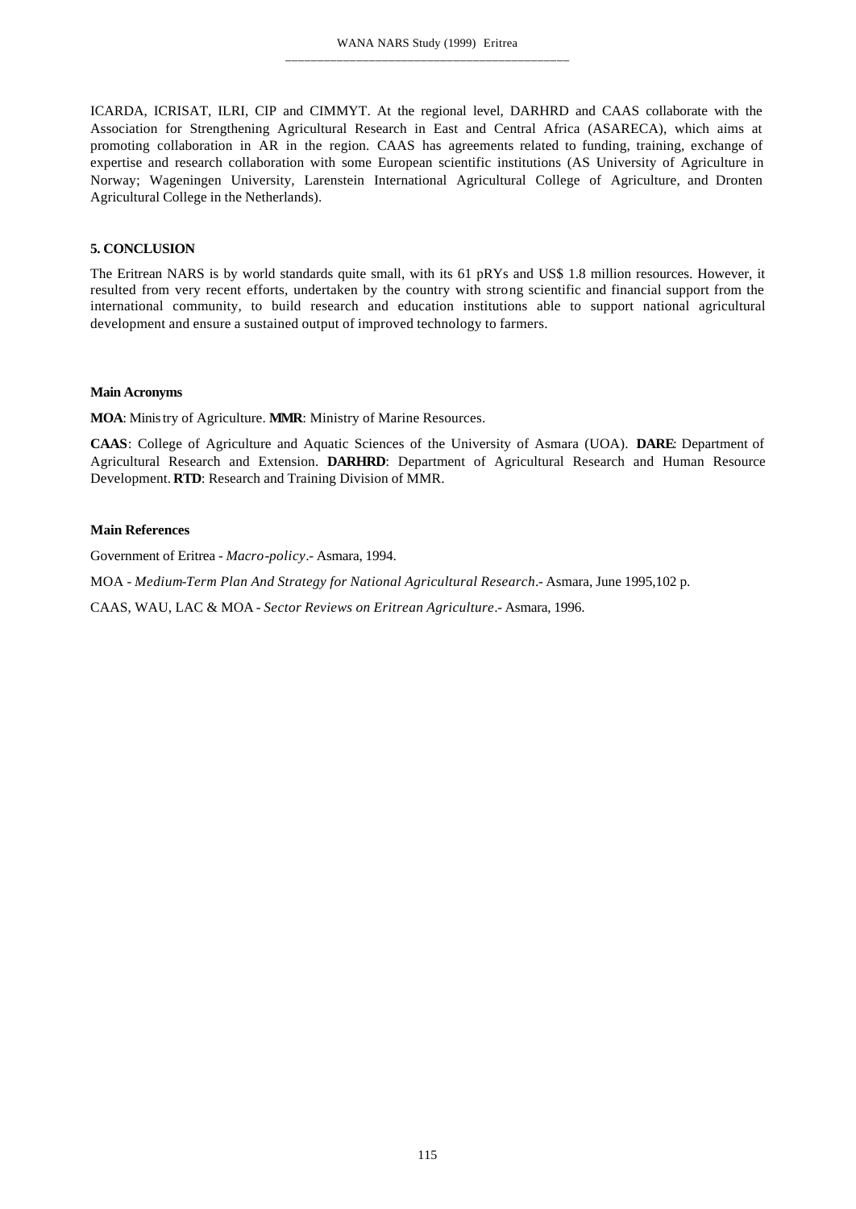ICARDA, ICRISAT, ILRI, CIP and CIMMYT. At the regional level, DARHRD and CAAS collaborate with the Association for Strengthening Agricultural Research in East and Central Africa (ASARECA), which aims at promoting collaboration in AR in the region. CAAS has agreements related to funding, training, exchange of expertise and research collaboration with some European scientific institutions (AS University of Agriculture in Norway; Wageningen University, Larenstein International Agricultural College of Agriculture, and Dronten Agricultural College in the Netherlands).

## 5. CONCLUSION

The Eritrean NARS is by world standards quite small, with its 61 pRYs and US$ 1.8 million resources. However, it resulted from very recent efforts, undertaken by the country with strong scientific and financial support from the international community, to build research and education institutions able to support national agricultural development and ensure a sustained output of improved technology to farmers.

### Main Acronyms

**MOA**: Ministry of Agriculture. **MMR**: Ministry of Marine Resources.

**CAAS**: College of Agriculture and Aquatic Sciences of the University of Asmara (UOA). **DARE**: Department of Agricultural Research and Extension. **DARHRD**: Department of Agricultural Research and Human Resource Development. **RTD**: Research and Training Division of MMR.

### Main References

Government of Eritrea - *Macro-policy*.- Asmara, 1994.

MOA - *Medium-Term Plan And Strategy for National Agricultural Research*.- Asmara, June 1995,102 p.

CAAS, WAU, LAC & MOA - *Sector Reviews on Eritrean Agriculture*.- Asmara, 1996.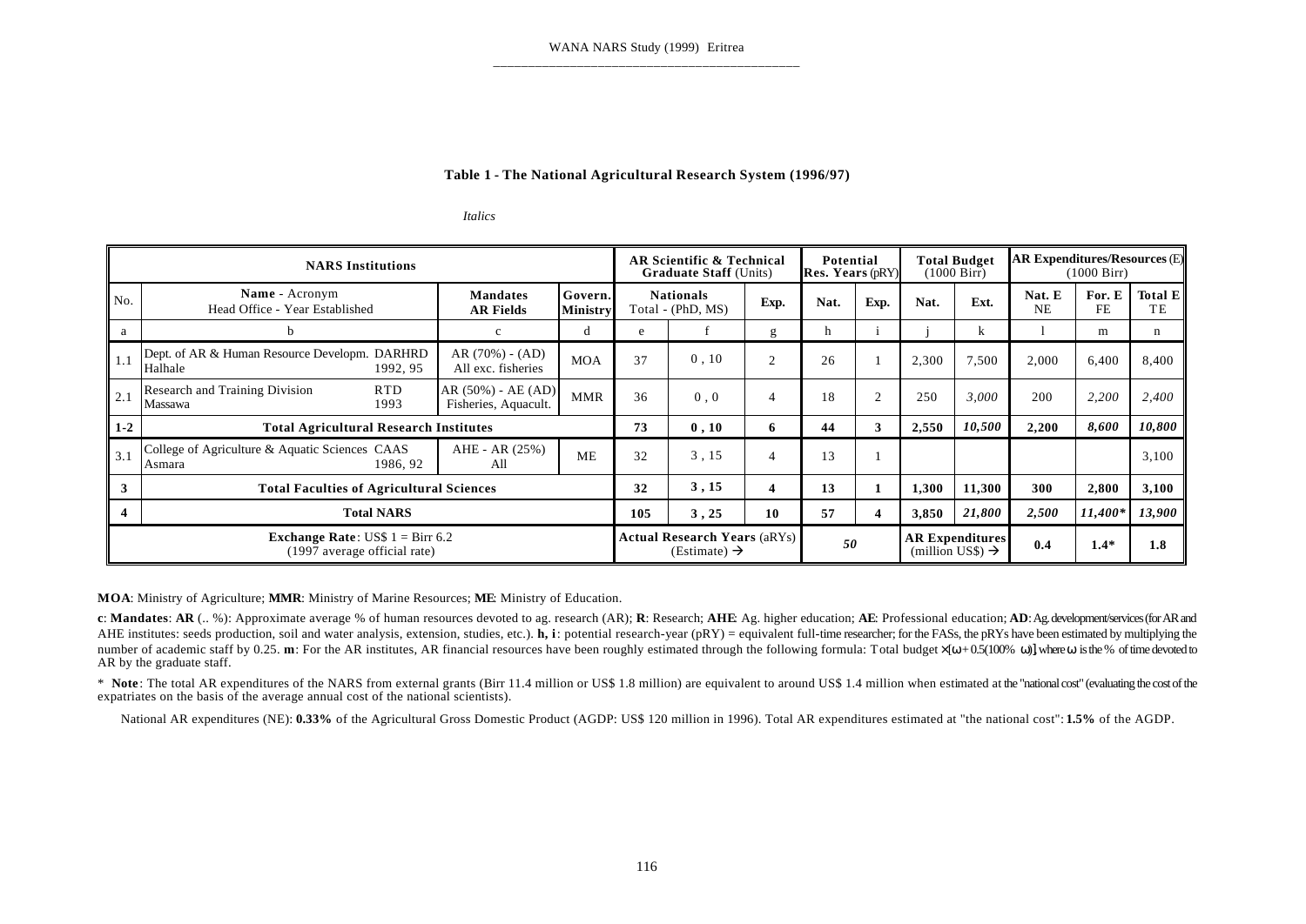**Table 1 - The National Agricultural Research System (1996/97)**

*Italics*

| NARS Institutions | | | | AR Scientific & Technical Graduate Staff (Units) | | | Potential Res. Years (pRY) | | Total Budget (1000 Birr) | | AR Expenditures/Resources (E) (1000 Birr) | | |
|---|---|---|---|---|---|---|---|---|---|---|---|---|---|
| No. | Name - Acronym Head Office - Year Established | Mandates AR Fields | Govern. Ministry | Nationals | Total - (PhD, MS) | Exp. | Nat. | Exp. | Nat. | Ext. | Nat. E NE | For. E FE | Total E TE |
| a | b | c | d | e | f | g | h | i | j | k | l | m | n |
| 1.1 | Dept. of AR & Human Resource Developm. DARHRD Halhale 1992, 95 | AR (70%) - (AD) All exc. fisheries | MOA | 37 | 0 , 10 | 2 | 26 | 1 | 2,300 | 7,500 | 2,000 | 6,400 | 8,400 |
| 2.1 | Research and Training Division RTD Massawa 1993 | AR (50%) - AE (AD) Fisheries, Aquacult. | MMR | 36 | 0 , 0 | 4 | 18 | 2 | 250 | *3,000* | 200 | *2,200* | *2,400* |
| **1-2** | **Total Agricultural Research Institutes** | | | **73** | **0 , 10** | **6** | **44** | **3** | **2,550** | ***10,500*** | **2,200** | ***8,600*** | ***10,800*** |
| 3.1 | College of Agriculture & Aquatic Sciences CAAS Asmara 1986, 92 | AHE - AR (25%) All | ME | 32 | 3 , 15 | 4 | 13 | 1 | | | | | 3,100 |
| **3** | **Total Faculties of Agricultural Sciences** | | | **32** | **3 , 15** | **4** | **13** | **1** | **1,300** | **11,300** | **300** | **2,800** | **3,100** |
| **4** | **Total NARS** | | | **105** | **3 , 25** | **10** | **57** | **4** | **3,850** | ***21,800*** | ***2,500*** | ***11,400**** | ***13,900*** |
| | **Exchange Rate**: US$ 1 = Birr 6.2 (1997 average official rate) | | | **Actual Research Years** (aRYs) (Estimate) → | | | ***50*** | | **AR Expenditures** (million US$) → | | **0.4** | **1.4*** | **1.8** |

**MOA**: Ministry of Agriculture; **MMR**: Ministry of Marine Resources; **ME**: Ministry of Education.

**c**: **Mandates**: **AR** (.. %): Approximate average % of human resources devoted to ag. research (AR); **R**: Research; **AHE**: Ag. higher education; **AE**: Professional education; **AD**: Ag. development/services (for AR and AHE institutes: seeds production, soil and water analysis, extension, studies, etc.). **h, i**: potential research-year (pRY) = equivalent full-time researcher; for the FASs, the pRYs have been estimated by multiplying the number of academic staff by 0.25. **m**: For the AR institutes, AR financial resources have been roughly estimated through the following formula: Total budget $\times[\omega + 0.5(100\% - \omega)]$, where $\omega$ is the % of time devoted to AR by the graduate staff.

\* **Note**: The total AR expenditures of the NARS from external grants (Birr 11.4 million or US$ 1.8 million) are equivalent to around US$ 1.4 million when estimated at the "national cost" (evaluating the cost of the expatriates on the basis of the average annual cost of the national scientists).

National AR expenditures (NE): **0.33%** of the Agricultural Gross Domestic Product (AGDP: US$ 120 million in 1996). Total AR expenditures estimated at "the national cost": **1.5%** of the AGDP.